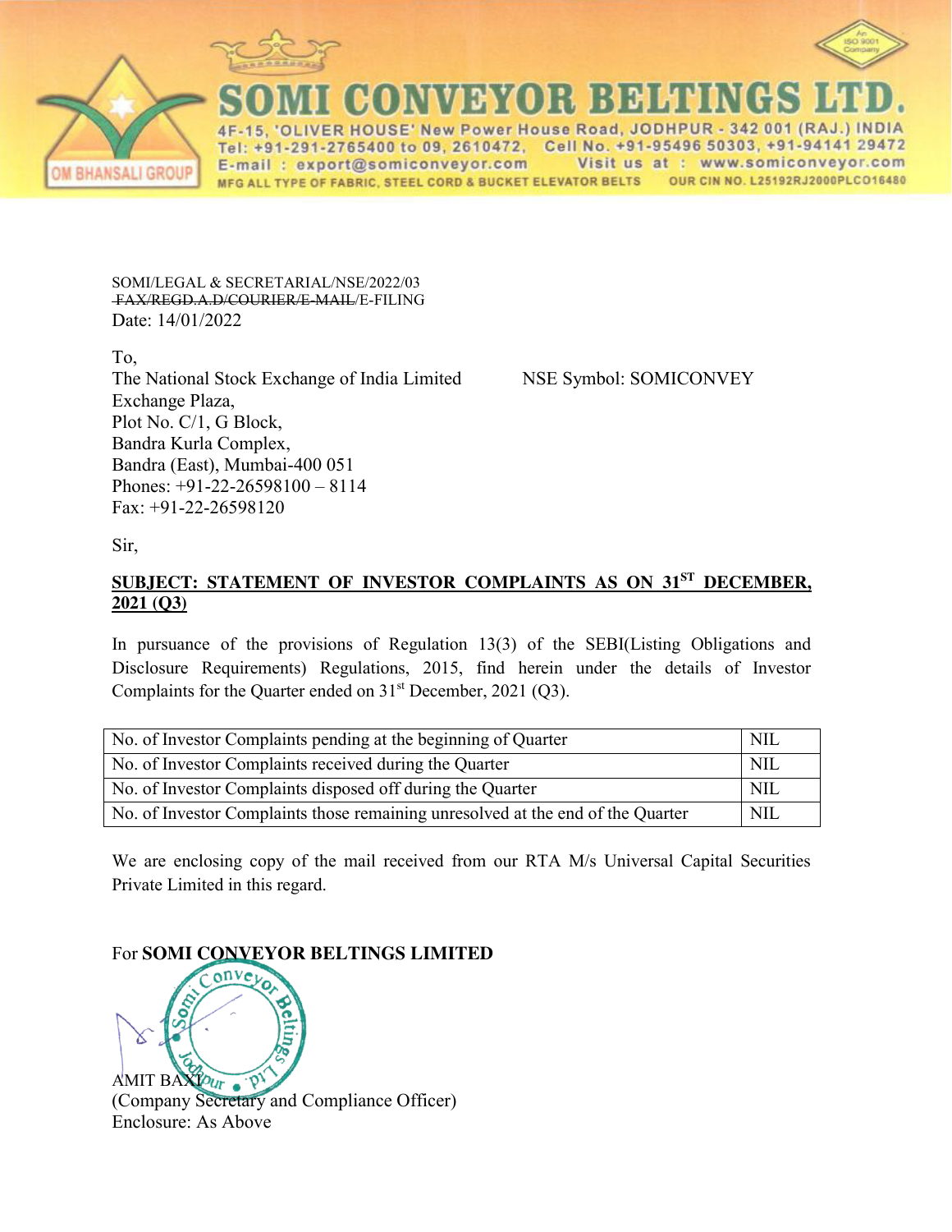# SOMI CONVEYOR BELTINGS LTD.

4F-15, 'OLIVER HOUSE' New Power House Road, JODHPUR - 342 001 (RAJ.) INDIA
Tel: +91-291-2765400 to 09, 2610472, Cell No. +91-95496 50303, +91-94141 29472
E-mail : export@somiconveyor.com Visit us at : www.somiconveyor.com
MFG ALL TYPE OF FABRIC, STEEL CORD & BUCKET ELEVATOR BELTS OUR CIN NO. L25192RJ2000PLC016480

OM BHANSALI GROUP

SOMI/LEGAL & SECRETARIAL/NSE/2022/03
~~FAX/REGD.A.D/COURIER/E-MAIL~~/E-FILING
Date: 14/01/2022

To,
The National Stock Exchange of India Limited
Exchange Plaza,
Plot No. C/1, G Block,
Bandra Kurla Complex,
Bandra (East), Mumbai-400 051
Phones: +91-22-26598100 – 8114
Fax: +91-22-26598120

NSE Symbol: SOMICONVEY

Sir,

**SUBJECT: STATEMENT OF INVESTOR COMPLAINTS AS ON 31ST DECEMBER, 2021 (Q3)**

In pursuance of the provisions of Regulation 13(3) of the SEBI(Listing Obligations and Disclosure Requirements) Regulations, 2015, find herein under the details of Investor Complaints for the Quarter ended on 31st December, 2021 (Q3).

| | |
|---|---|
| No. of Investor Complaints pending at the beginning of Quarter | NIL |
| No. of Investor Complaints received during the Quarter | NIL |
| No. of Investor Complaints disposed off during the Quarter | NIL |
| No. of Investor Complaints those remaining unresolved at the end of the Quarter | NIL |

We are enclosing copy of the mail received from our RTA M/s Universal Capital Securities Private Limited in this regard.

For **SOMI CONVEYOR BELTINGS LIMITED**

AMIT BAXI
(Company Secretary and Compliance Officer)
Enclosure: As Above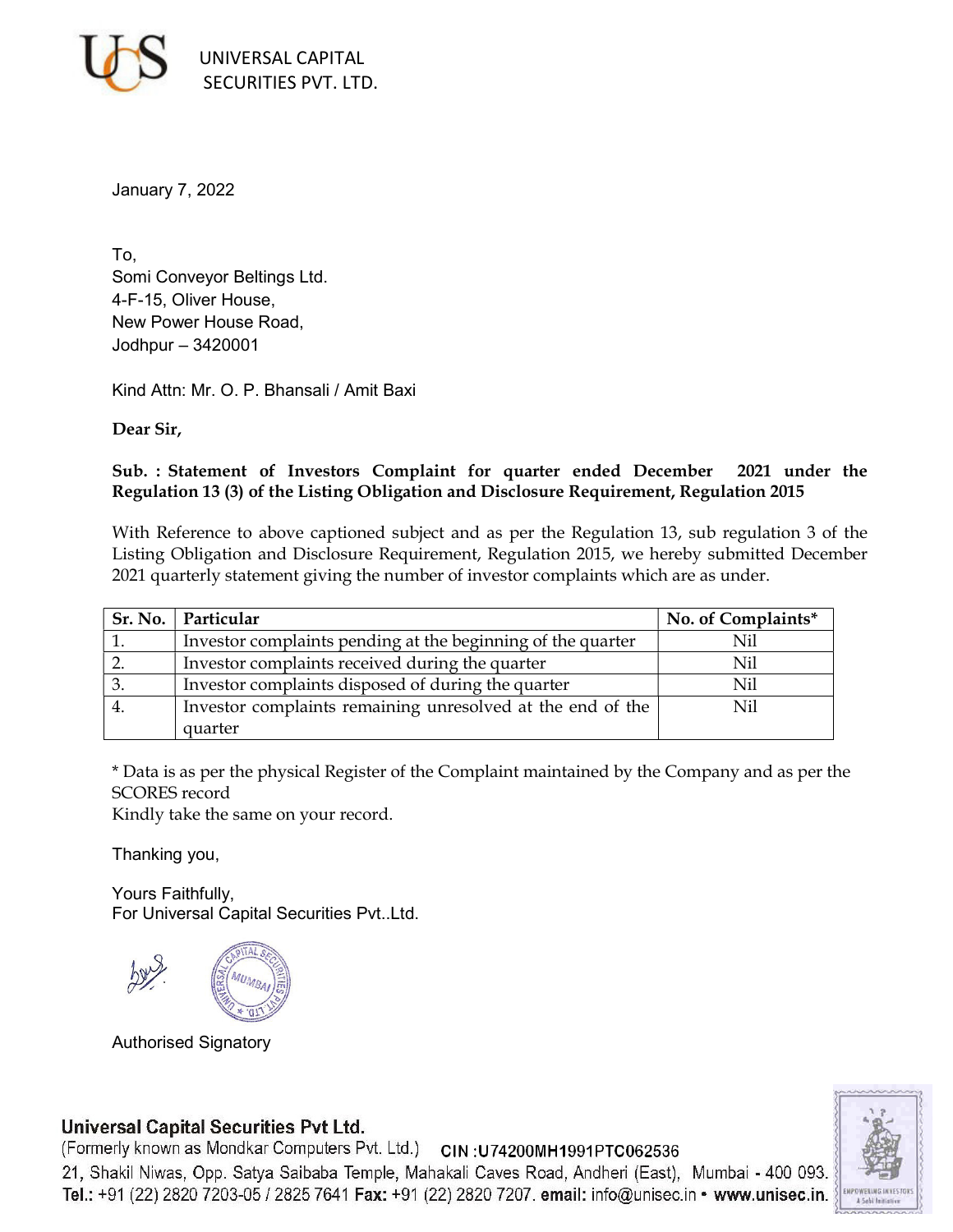UNIVERSAL CAPITAL SECURITIES PVT. LTD.

January 7, 2022

To,
Somi Conveyor Beltings Ltd.
4-F-15, Oliver House,
New Power House Road,
Jodhpur – 3420001

Kind Attn: Mr. O. P. Bhansali / Amit Baxi

**Dear Sir,**

**Sub. : Statement of Investors Complaint for quarter ended December 2021 under the Regulation 13 (3) of the Listing Obligation and Disclosure Requirement, Regulation 2015**

With Reference to above captioned subject and as per the Regulation 13, sub regulation 3 of the Listing Obligation and Disclosure Requirement, Regulation 2015, we hereby submitted December 2021 quarterly statement giving the number of investor complaints which are as under.

| Sr. No. | Particular | No. of Complaints* |
|---|---|---|
| 1. | Investor complaints pending at the beginning of the quarter | Nil |
| 2. | Investor complaints received during the quarter | Nil |
| 3. | Investor complaints disposed of during the quarter | Nil |
| 4. | Investor complaints remaining unresolved at the end of the quarter | Nil |

* Data is as per the physical Register of the Complaint maintained by the Company and as per the SCORES record

Kindly take the same on your record.

Thanking you,

Yours Faithfully,
For Universal Capital Securities Pvt..Ltd.

Authorised Signatory

**Universal Capital Securities Pvt Ltd.**
(Formerly known as Mondkar Computers Pvt. Ltd.) CIN :U74200MH1991PTC062536
21, Shakil Niwas, Opp. Satya Saibaba Temple, Mahakali Caves Road, Andheri (East), Mumbai - 400 093.
**Tel.:** +91 (22) 2820 7203-05 / 2825 7641 **Fax:** +91 (22) 2820 7207. **email:** info@unisec.in • **www.unisec.in.**